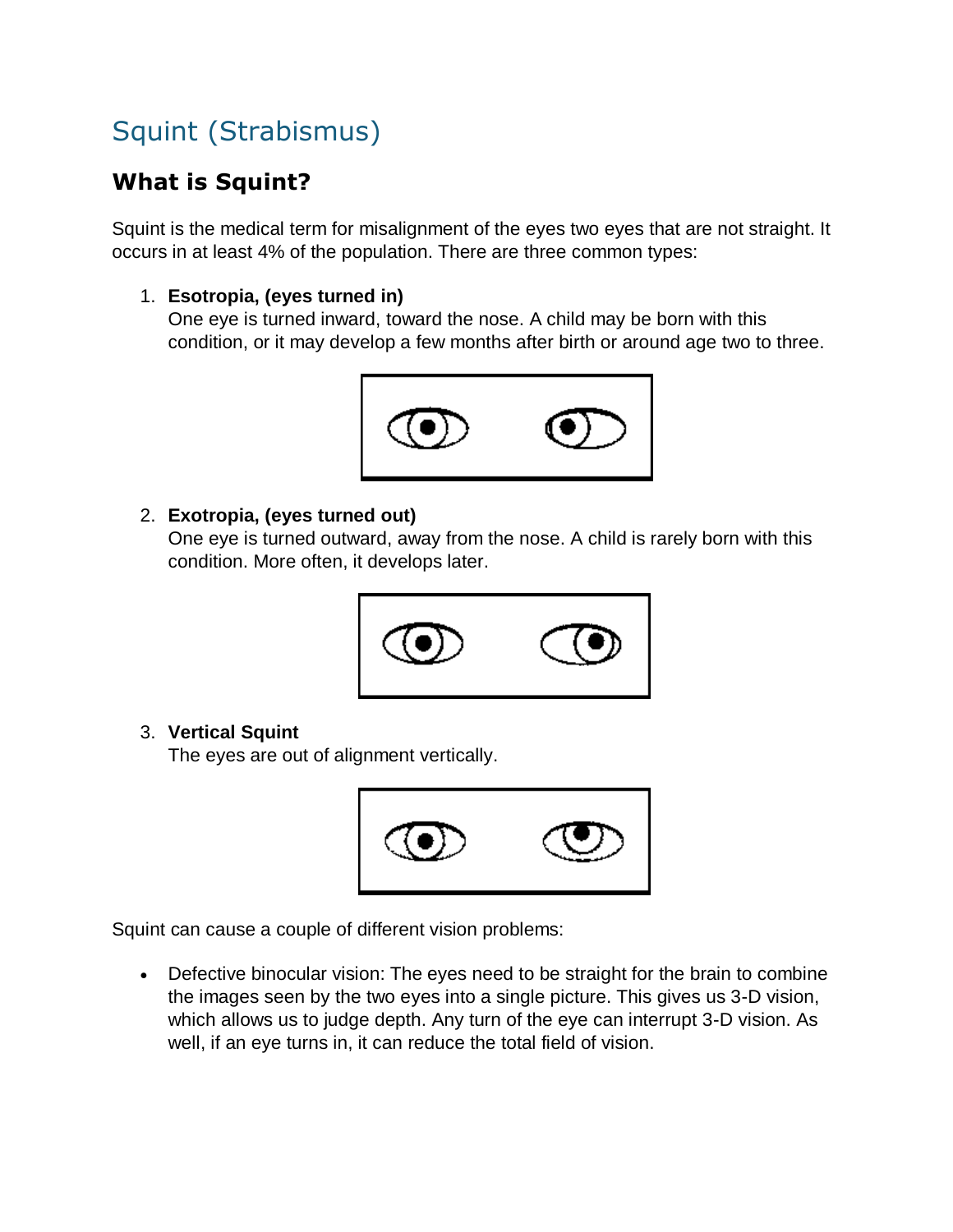# Squint (Strabismus)

## What is Squint?

Squint is the medical term for misalignment of the eyes two eyes that are not straight. It occurs in at least 4% of the population. There are three common types:

1. **Esotropia, (eyes turned in)**
   One eye is turned inward, toward the nose. A child may be born with this condition, or it may develop a few months after birth or around age two to three.

2. **Exotropia, (eyes turned out)**
   One eye is turned outward, away from the nose. A child is rarely born with this condition. More often, it develops later.

3. **Vertical Squint**
   The eyes are out of alignment vertically.

Squint can cause a couple of different vision problems:

- Defective binocular vision: The eyes need to be straight for the brain to combine the images seen by the two eyes into a single picture. This gives us 3-D vision, which allows us to judge depth. Any turn of the eye can interrupt 3-D vision. As well, if an eye turns in, it can reduce the total field of vision.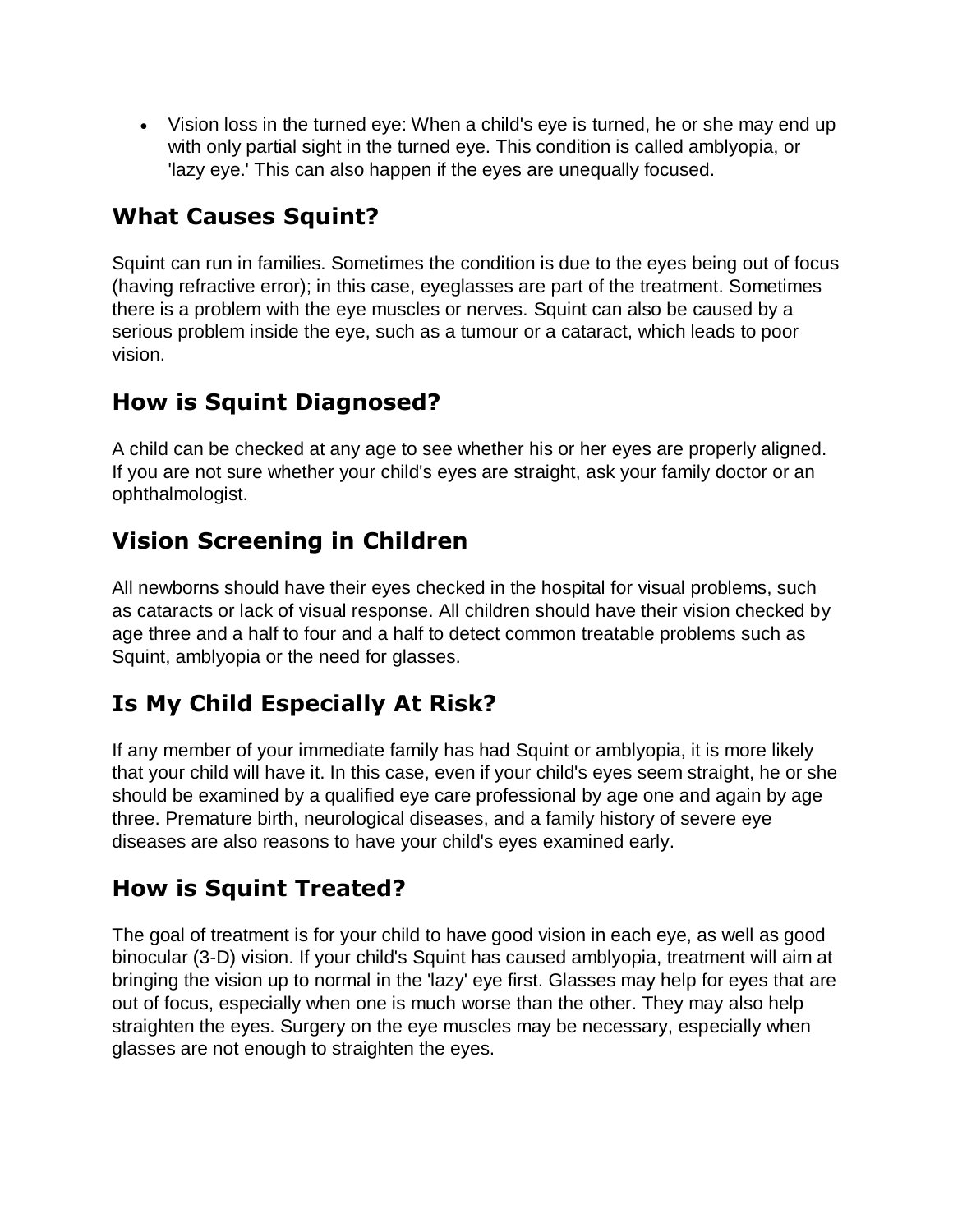- Vision loss in the turned eye: When a child's eye is turned, he or she may end up with only partial sight in the turned eye. This condition is called amblyopia, or 'lazy eye.' This can also happen if the eyes are unequally focused.

## What Causes Squint?

Squint can run in families. Sometimes the condition is due to the eyes being out of focus (having refractive error); in this case, eyeglasses are part of the treatment. Sometimes there is a problem with the eye muscles or nerves. Squint can also be caused by a serious problem inside the eye, such as a tumour or a cataract, which leads to poor vision.

## How is Squint Diagnosed?

A child can be checked at any age to see whether his or her eyes are properly aligned. If you are not sure whether your child's eyes are straight, ask your family doctor or an ophthalmologist.

## Vision Screening in Children

All newborns should have their eyes checked in the hospital for visual problems, such as cataracts or lack of visual response. All children should have their vision checked by age three and a half to four and a half to detect common treatable problems such as Squint, amblyopia or the need for glasses.

## Is My Child Especially At Risk?

If any member of your immediate family has had Squint or amblyopia, it is more likely that your child will have it. In this case, even if your child's eyes seem straight, he or she should be examined by a qualified eye care professional by age one and again by age three. Premature birth, neurological diseases, and a family history of severe eye diseases are also reasons to have your child's eyes examined early.

## How is Squint Treated?

The goal of treatment is for your child to have good vision in each eye, as well as good binocular (3-D) vision. If your child's Squint has caused amblyopia, treatment will aim at bringing the vision up to normal in the 'lazy' eye first. Glasses may help for eyes that are out of focus, especially when one is much worse than the other. They may also help straighten the eyes. Surgery on the eye muscles may be necessary, especially when glasses are not enough to straighten the eyes.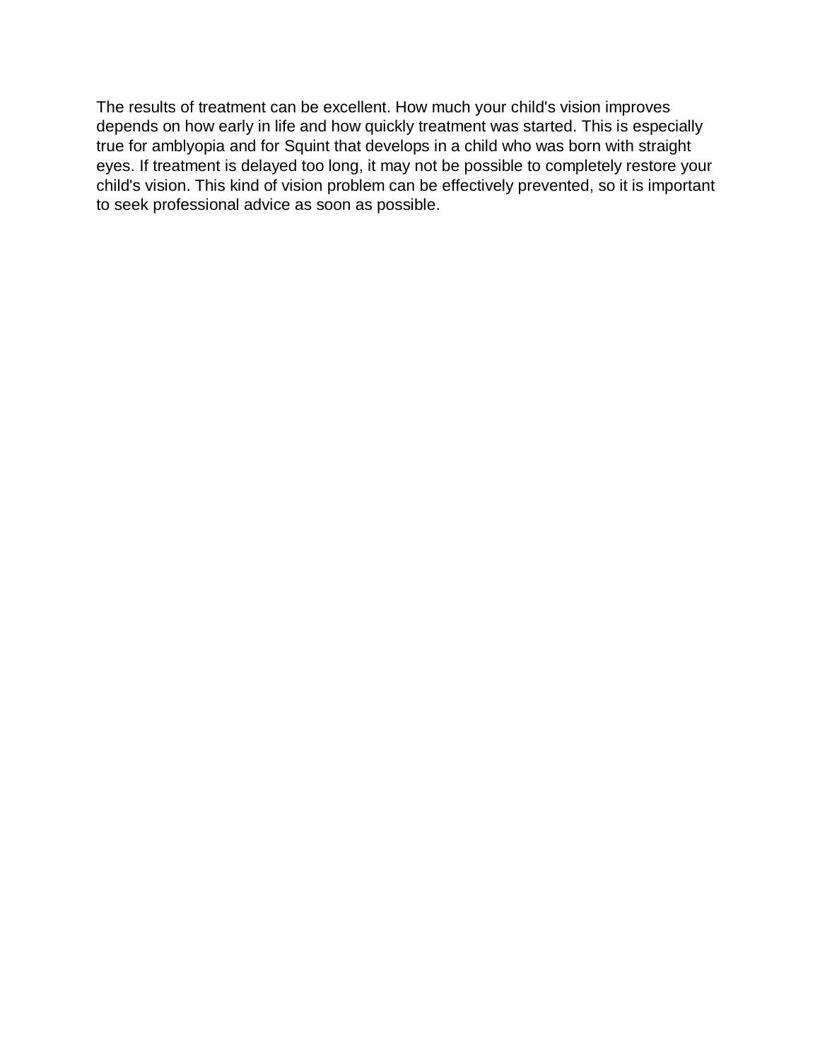The results of treatment can be excellent. How much your child's vision improves depends on how early in life and how quickly treatment was started. This is especially true for amblyopia and for Squint that develops in a child who was born with straight eyes. If treatment is delayed too long, it may not be possible to completely restore your child's vision. This kind of vision problem can be effectively prevented, so it is important to seek professional advice as soon as possible.